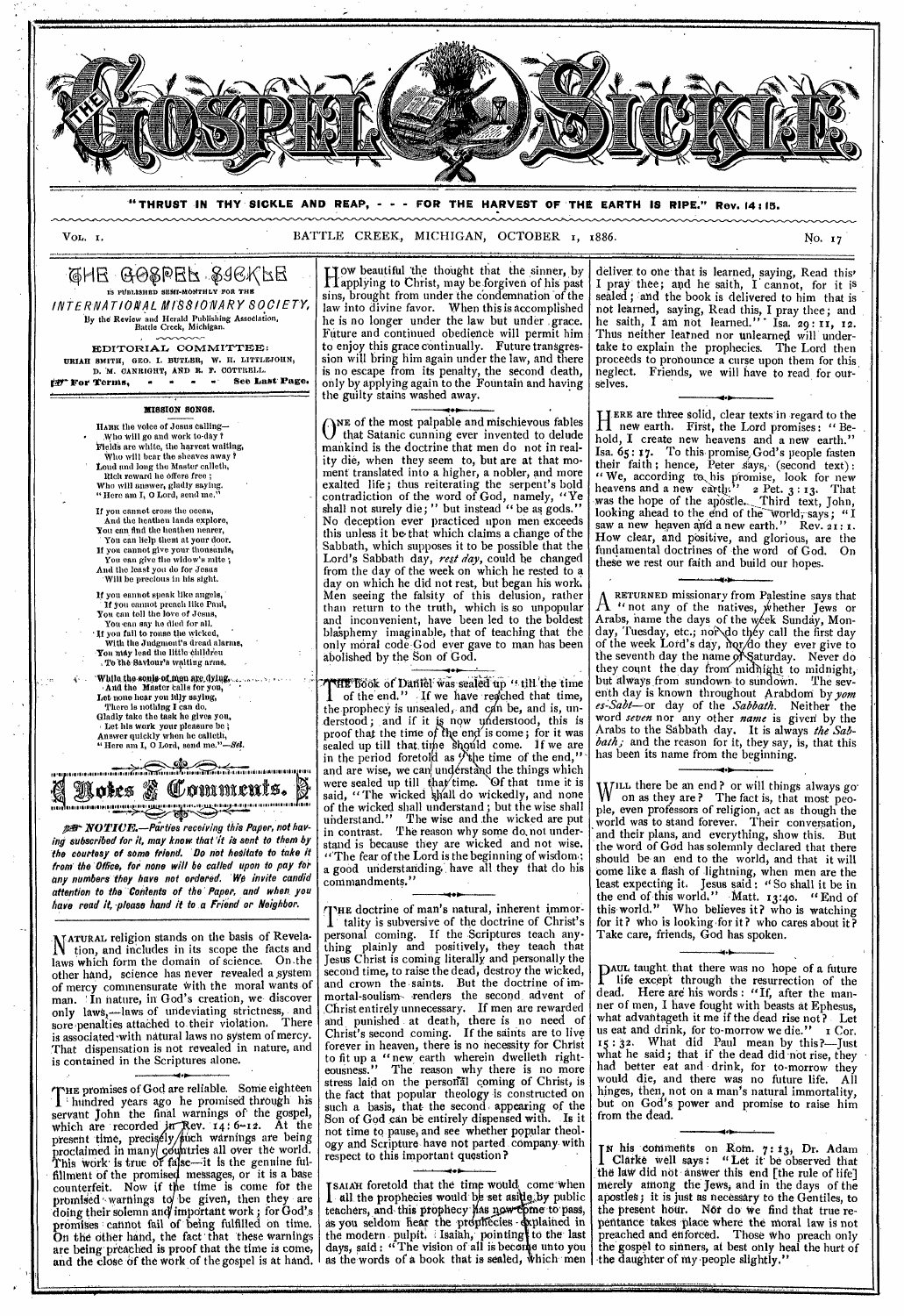# THE GOSPEL SICKLE

"THRUST IN THY SICKLE AND REAP, - - - FOR THE HARVEST OF THE EARTH IS RIPE." Rev. 14:15.

VOL. I. BATTLE CREEK, MICHIGAN, OCTOBER 1, 1886. No. 17

THE GOSPEL SICKLE

IS PUBLISHED SEMI-MONTHLY FOR THE

*INTERNATIONAL MISSIONARY SOCIETY,*

By the Review and Herald Publishing Association, Battle Creek, Michigan.

EDITORIAL COMMITTEE:

URIAH SMITH, GEO. I. BUTLER, W. H. LITTLEJOHN, D. M. CANRIGHT, AND R. F. COTTRELL.

☞ For Terms, - - - - See Last Page.

### MISSION SONGS.

Hark the voice of Jesus calling—
Who will go and work to-day?
Fields are white, the harvest waiting,
Who will bear the sheaves away?
Loud and long the Master calleth,
Rich reward he offers free;
Who will answer, gladly saying,
"Here am I, O Lord, send me."

If you cannot cross the ocean,
And the heathen lands explore,
You can find the heathen nearer,
You can help them at your door.
If you cannot give your thousands,
You can give the widow's mite;
And the least you do for Jesus
Will be precious in his sight.

If you cannot speak like angels,
If you cannot preach like Paul,
You can tell the love of Jesus,
You can say he died for all.
If you fail to rouse the wicked,
With the Judgment's dread alarms,
You may lead the little children
To the Saviour's waiting arms.

While the souls of men are dying,
And the Master calls for you,
Let none hear you idly saying,
There is nothing I can do.
Gladly take the task he gives you,
Let his work your pleasure be;
Answer quickly when he calleth,
"Here am I, O Lord, send me."—*Sel.*

## Notes & Comments.

☞ *NOTICE.—Parties receiving this Paper, not having subscribed for it, may know that it is sent to them by the courtesy of some friend. Do not hesitate to take it from the Office, for none will be called upon to pay for any numbers they have not ordered. We invite candid attention to the Contents of the Paper, and when you have read it, please hand it to a Friend or Neighbor.*

NATURAL religion stands on the basis of Revelation, and includes in its scope the facts and laws which form the domain of science. On the other hand, science has never revealed a system of mercy commensurate with the moral wants of man. In nature, in God's creation, we discover only laws,—laws of undeviating strictness, and sore penalties attached to their violation. There is associated with natural laws no system of mercy. That dispensation is not revealed in nature, and is contained in the Scriptures alone.

THE promises of God are reliable. Some eighteen hundred years ago he promised through his servant John the final warnings of the gospel, which are recorded in Rev. 14:6-12. At the present time, precisely such warnings are being proclaimed in many countries all over the world. This work is true or false—it is the genuine fulfillment of the promised messages, or it is a base counterfeit. Now if the time is come for the promised warnings to be given, then they are doing their solemn and important work; for God's promises cannot fail of being fulfilled on time. On the other hand, the fact that these warnings are being preached is proof that the time is come, and the close of the work of the gospel is at hand.

HOW beautiful the thought that the sinner, by applying to Christ, may be forgiven of his past sins, brought from under the condemnation of the law into divine favor. When this is accomplished he is no longer under the law but under grace. Future and continued obedience will permit him to enjoy this grace continually. Future transgression will bring him again under the law, and there is no escape from its penalty, the second death, only by applying again to the Fountain and having the guilty stains washed away.

ONE of the most palpable and mischievous fables that Satanic cunning ever invented to delude mankind is the doctrine that men do not in reality die, when they seem to, but are at that moment translated into a higher, a nobler, and more exalted life; thus reiterating the serpent's bold contradiction of the word of God, namely, "Ye shall not surely die;" but instead "be as gods." No deception ever practiced upon men exceeds this unless it be that which claims a change of the Sabbath, which supposes it to be possible that the Lord's Sabbath day, *rest day*, could be changed from the day of the week on which he rested to a day on which he did not rest, but began his work. Men seeing the falsity of this delusion, rather than return to the truth, which is so unpopular and inconvenient, have been led to the boldest blasphemy imaginable, that of teaching that the only moral code God ever gave to man has been abolished by the Son of God.

THE book of Daniel was sealed up "till the time of the end." If we have reached that time, the prophecy is unsealed, and can be, and is, understood; and if it is now understood, this is proof that the time of the end is come; for it was sealed up till that time should come. If we are in the period foretold as "the time of the end," and are wise, we can understand the things which were sealed up till that time. Of that time it is said, "The wicked shall do wickedly, and none of the wicked shall understand; but the wise shall understand." The wise and the wicked are put in contrast. The reason why some do not understand is because they are wicked and not wise. "The fear of the Lord is the beginning of wisdom; a good understanding have all they that do his commandments."

THE doctrine of man's natural, inherent immortality is subversive of the doctrine of Christ's personal coming. If the Scriptures teach anything plainly and positively, they teach that Jesus Christ is coming literally and personally the second time, to raise the dead, destroy the wicked, and crown the saints. But the doctrine of immortal-soulism renders the second advent of Christ entirely unnecessary. If men are rewarded and punished at death, there is no need of Christ's second coming. If the saints are to live forever in heaven, there is no necessity for Christ to fit up a "new earth wherein dwelleth righteousness." The reason why there is no more stress laid on the personal coming of Christ, is the fact that popular theology is constructed on such a basis, that the second appearing of the Son of God can be entirely dispensed with. Is it not time to pause, and see whether popular theology and Scripture have not parted company with respect to this important question?

ISAIAH foretold that the time would come when all the prophecies would be set aside by public teachers, and this prophecy has now come to pass, as you seldom hear the prophecies explained in the modern pulpit. Isaiah, pointing to the last days, said: "The vision of all is become unto you as the words of a book that is sealed, which men deliver to one that is learned, saying, Read this I pray thee; and he saith, I cannot, for it is sealed; and the book is delivered to him that is not learned, saying, Read this, I pray thee; and he saith, I am not learned." Isa. 29:11, 12. Thus neither learned nor unlearned will undertake to explain the prophecies. The Lord then proceeds to pronounce a curse upon them for this neglect. Friends, we will have to read for ourselves.

HERE are three solid, clear texts in regard to the new earth. First, the Lord promises: "Behold, I create new heavens and a new earth." Isa. 65:17. To this promise God's people fasten their faith; hence, Peter says, (second text): "We, according to his promise, look for new heavens and a new earth." 2 Pet. 3:13. That was the hope of the apostle. Third text, John, looking ahead to the end of the world, says; "I saw a new heaven and a new earth." Rev. 21:1. How clear, and positive, and glorious, are the fundamental doctrines of the word of God. On these we rest our faith and build our hopes.

A RETURNED missionary from Palestine says that "not any of the natives, whether Jews or Arabs, name the days of the week Sunday, Monday, Tuesday, etc.; nor do they call the first day of the week Lord's day, nor do they ever give to the seventh day the name of Saturday. Never do they count the day from midnight to midnight, but always from sundown to sundown. The seventh day is known throughout Arabdom by *yom es-Sabt*—or day of the *Sabbath*. Neither the word *seven* nor any other *name* is given to the Arabs to the Sabbath day. It is always *the Sabbath*; and the reason for it, they say, is, that this has been its name from the beginning.

WILL there be an end? or will things always go on as they are? The fact is, that most people, even professors of religion, act as though the world was to stand forever. Their conversation, and their plans, and everything, show this. But the word of God has solemnly declared that there should be an end to the world, and that it will come like a flash of lightning, when men are the least expecting it. Jesus said: "So shall it be in the end of this world." Matt. 13:40. "End of this world." Who believes it? who is watching for it? who is looking for it? who cares about it? Take care, friends, God has spoken.

PAUL taught that there was no hope of a future life except through the resurrection of the dead. Here are his words: "If, after the manner of men, I have fought with beasts at Ephesus, what advantageth it me if the dead rise not? Let us eat and drink, for to-morrow we die." 1 Cor. 15:32. What did Paul mean by this?—Just what he said; that if the dead did not rise, they had better eat and drink, for to-morrow they would die, and there was no future life. All hinges, then, not on a man's natural immortality, but on God's power and promise to raise him from the dead.

IN his comments on Rom. 7:13, Dr. Adam Clarke well says: "Let it be observed that the law did not answer this end [the rule of life] merely among the Jews, and in the days of the apostles; it is just as necessary to the Gentiles, to the present hour. Nor do we find that true repentance takes place where the moral law is not preached and enforced. Those who preach only the gospel to sinners, at best only heal the hurt of the daughter of my people slightly."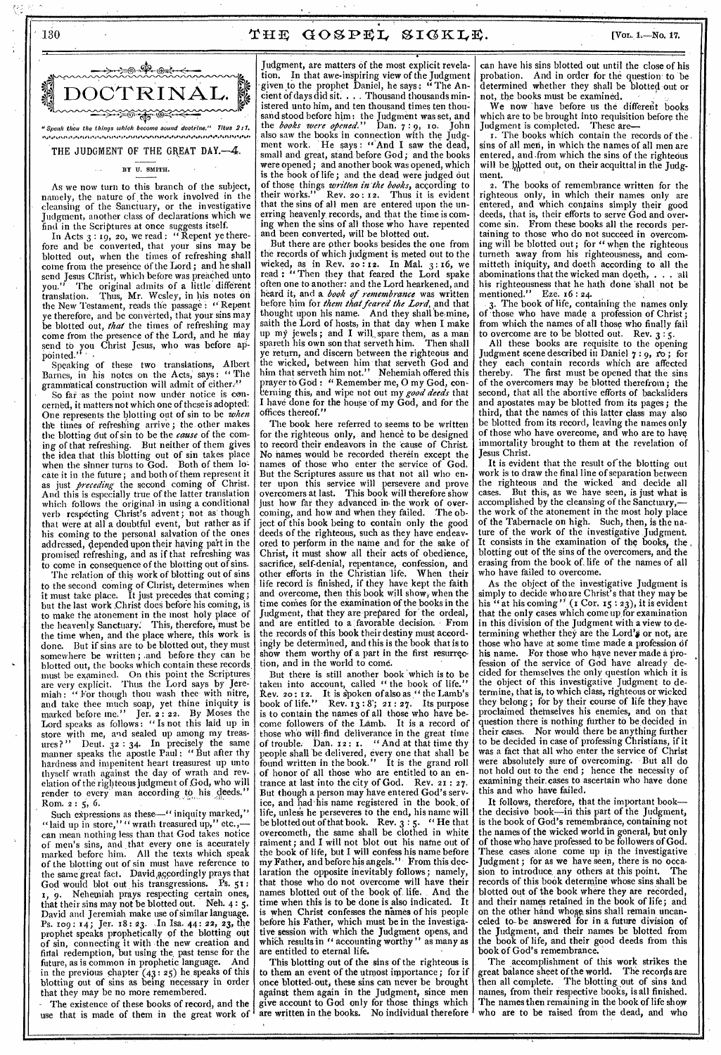# DOCTRINAL.

*"Speak thou the things which become sound doctrine." Titus 2:1.*

## THE JUDGMENT OF THE GREAT DAY.—4.

BY U. SMITH.

As we now turn to this branch of the subject, namely, the nature of the work involved in the cleansing of the Sanctuary, or the investigative Judgment, another class of declarations which we find in the Scriptures at once suggests itself.

In Acts 3:19, 20, we read: "Repent ye therefore and be converted, that your sins may be blotted out, when the times of refreshing shall come from the presence of the Lord; and he shall send Jesus Christ, which before was preached unto you." The original admits of a little different translation. Thus, Mr. Wesley, in his notes on the New Testament, reads the passage: "Repent ye therefore, and be converted, that your sins may be blotted out, *that* the times of refreshing may come from the presence of the Lord, and he may send to you Christ Jesus, who was before appointed."

Speaking of these two translations, Albert Barnes, in his notes on the Acts, says: "The grammatical construction will admit of either."

So far as the point now under notice is concerned, it matters not which one of these is adopted. One represents the blotting out of sin to be *when* the times of refreshing arrive; the other makes the blotting out of sin to be the *cause* of the coming of that refreshing. But neither of them gives the idea that this blotting out of sin takes place when the sinner turns to God. Both of them locate it in the future; and both of them represent it as just *preceding* the second coming of Christ. And this is especially true of the latter translation which follows the original in using a conditional verb respecting Christ's advent; not as though that were at all a doubtful event, but rather as if his coming to the personal salvation of the ones addressed, depended upon their having part in the promised refreshing, and as if that refreshing was to come in consequence of the blotting out of sins.

The relation of this work of blotting out of sins to the second coming of Christ, determines when it must take place. It just precedes that coming; but the last work Christ does before his coming, is to make the atonement in the most holy place of the heavenly Sanctuary. This, therefore, must be the time when, and the place where, this work is done. But if sins are to be blotted out, they must somewhere be written; and before they can be blotted out, the books which contain these records must be examined. On this point the Scriptures are very explicit. Thus the Lord says by Jeremiah: "For though thou wash thee with nitre, and take thee much soap, yet thine iniquity is marked before me." Jer. 2:22. By Moses the Lord speaks as follows: "Is not this laid up in store with me, and sealed up among my treasures?" Deut. 32:34. In precisely the same manner speaks the apostle Paul: "But after thy hardness and impenitent heart treasurest up unto thyself wrath against the day of wrath and revelation of the righteous judgment of God, who will render to every man according to his deeds." Rom. 2:5, 6.

Such expressions as these—"iniquity marked," "laid up in store," "wrath treasured up," etc.,—can mean nothing less than that God takes notice of men's sins, and that every one is accurately marked before him. All the texts which speak of the blotting out of sin must have reference to the same great fact. David accordingly prays that God would blot out his transgressions. Ps. 51:1, 9. Nehemiah prays respecting certain ones, that their sins may not be blotted out. Neh. 4:5. David and Jeremiah make use of similar language. Ps. 109:14; Jer. 18:23. In Isa. 44:22, 23, the prophet speaks prophetically of the blotting out of sin, connecting it with the new creation and final redemption, but using the past tense for the future, as is common in prophetic language. And in the previous chapter (43:25) he speaks of this blotting out of sins as being necessary in order that they may be no more remembered.

The existence of these books of record, and the use that is made of them in the great work of Judgment, are matters of the most explicit revelation. In that awe-inspiring view of the Judgment given to the prophet Daniel, he says: "The Ancient of days did sit. . . . Thousand thousands ministered unto him, and ten thousand times ten thousand stood before him: the Judgment was set, and the *books were opened*." Dan. 7:9, 10. John also saw the books in connection with the Judgment work. He says: "And I saw the dead, small and great, stand before God; and the books were opened; and another book was opened, which is the book of life; and the dead were judged out of those things *written in the books*, according to their works." Rev. 20:12. Thus it is evident that the sins of all men are entered upon the unerring heavenly records, and that the time is coming when the sins of all those who have repented and been converted, will be blotted out.

But there are other books besides the one from the records of which judgment is meted out to the wicked, as in Rev. 20:12. In Mal. 3:16, we read: "Then they that feared the Lord spake often one to another: and the Lord hearkened, and heard it, and a *book of remembrance* was written before him for *them that feared the Lord*, and that thought upon his name. And they shall be mine, saith the Lord of hosts, in that day when I make up my jewels; and I will spare them, as a man spareth his own son that serveth him. Then shall ye return, and discern between the righteous and the wicked, between him that serveth God and him that serveth him not." Nehemiah offered this prayer to God: "Remember me, O my God, concerning this, and wipe not out my *good deeds* that I have done for the house of my God, and for the offices thereof."

The book here referred to seems to be written for the righteous only, and hence to be designed to record their endeavors in the cause of Christ. No names would be recorded therein except the names of those who enter the service of God. But the Scriptures assure us that not all who enter upon this service will persevere and prove overcomers at last. This book will therefore show just how far they advanced in the work of overcoming, and how and when they failed. The object of this book being to contain only the good deeds of the righteous, such as they have endeavored to perform in the name and for the sake of Christ, it must show all their acts of obedience, sacrifice, self-denial, repentance, confession, and other efforts in the Christian life. When their life record is finished, if they have kept the faith and overcome, then this book will show, when the time comes for the examination of the books in the Judgment, that they are prepared for the ordeal, and are entitled to a favorable decision. From the records of this book their destiny must accordingly be determined, and this is the book that is to show them worthy of a part in the first resurrection, and in the world to come.

But there is still another book which is to be taken into account, called "the book of life." Rev. 20:12. It is spoken of also as "the Lamb's book of life." Rev. 13:8; 21:27. Its purpose is to contain the names of all those who have become followers of the Lamb. It is a record of those who will find deliverance in the great time of trouble. Dan. 12:1. "And at that time thy people shall be delivered, every one that shall be found written in the book." It is the grand roll of honor of all those who are entitled to an entrance at last into the city of God. Rev. 21:27. But though a person may have entered God's service, and had his name registered in the book of life, unless he perseveres to the end, his name will be blotted out of that book. Rev. 3:5. "He that overcometh, the same shall be clothed in white raiment; and I will not blot out his name out of the book of life, but I will confess his name before my Father, and before his angels." From this declaration the opposite inevitably follows; namely, that those who do not overcome will have their names blotted out of the book of life. And the time when this is to be done is also indicated. It is when Christ confesses the names of his people before his Father, which must be in the investigative session with which the Judgment opens, and which results in "accounting worthy" as many as are entitled to eternal life.

This blotting out of the sins of the righteous is to them an event of the utmost importance; for if once blotted out, these sins can never be brought against them again in the Judgment, since men give account to God only for those things which are written in the books. No individual therefore can have his sins blotted out until the close of his probation. And in order for the question to be determined whether they shall be blotted out or not, the books must be examined.

We now have before us the different books which are to be brought into requisition before the Judgment is completed. These are—

1. The books which contain the records of the sins of all men, in which the names of all men are entered, and from which the sins of the righteous will be blotted out, on their acquittal in the Judgment.

2. The books of remembrance written for the righteous only, in which their names only are entered, and which contains simply their good deeds, that is, their efforts to serve God and overcome sin. From these books all the records pertaining to those who do not succeed in overcoming will be blotted out; for "when the righteous turneth away from his righteousness, and committeth iniquity, and doeth according to all the abominations that the wicked man doeth, . . . all his righteousness that he hath done shall not be mentioned." Eze. 18:24.

3. The book of life, containing the names only of those who have made a profession of Christ; from which the names of all those who finally fail to overcome are to be blotted out. Rev. 3:5.

All these books are requisite to the opening Judgment scene described in Daniel 7:9, 10; for they each contain records which are affected thereby. The first must be opened that the sins of the overcomers may be blotted therefrom; the second, that all the abortive efforts of backsliders and apostates may be blotted from its pages; the third, that the names of this latter class may also be blotted from its record, leaving the names only of those who have overcome, and who are to have immortality brought to them at the revelation of Jesus Christ.

It is evident that the result of the blotting out work is to draw the final line of separation between the righteous and the wicked and decide all cases. But this, as we have seen, is just what is accomplished by the cleansing of the Sanctuary,—the work of the atonement in the most holy place of the Tabernacle on high. Such, then, is the nature of the work of the investigative Judgment. It consists in the examination of the books, the blotting out of the sins of the overcomers, and the erasing from the book of life of the names of all who have failed to overcome.

As the object of the investigative Judgment is simply to decide who are Christ's that they may be his "at his coming" (1 Cor. 15:23), it is evident that the only cases which come up for examination in this division of the Judgment with a view to determining whether they are the Lord's or not, are those who have at some time made a profession of his name. For those who have never made a profession of the service of God have already decided for themselves the only question which it is the object of this investigative Judgment to determine, that is, to which class, righteous or wicked they belong; for by their course of life they have proclaimed themselves his enemies, and on that question there is nothing further to be decided in their cases. Nor would there be anything further to be decided in case of professing Christians, if it was a fact that all who enter the service of Christ were absolutely sure of overcoming. But all do not hold out to the end; hence the necessity of examining their cases to ascertain who have done this and who have failed.

It follows, therefore, that the important book—the decisive book—in this part of the Judgment, is the book of God's remembrance, containing not the names of the wicked world in general, but only of those who have professed to be followers of God. These cases alone come up in the investigative Judgment; for as we have seen, there is no occasion to introduce any others at this point. The records of this book determine whose sins shall be blotted out of the book where they are recorded, and their names retained in the book of life; and on the other hand whose sins shall remain uncanceled to be answered for in a future division of the Judgment, and their names be blotted from the book of life, and their good deeds from this book of God's remembrance.

The accomplishment of this work strikes the great balance sheet of the world. The records are then all complete. The blotting out of sins and names, from their respective books, is all finished. The names then remaining in the book of life show who are to be raised from the dead, and who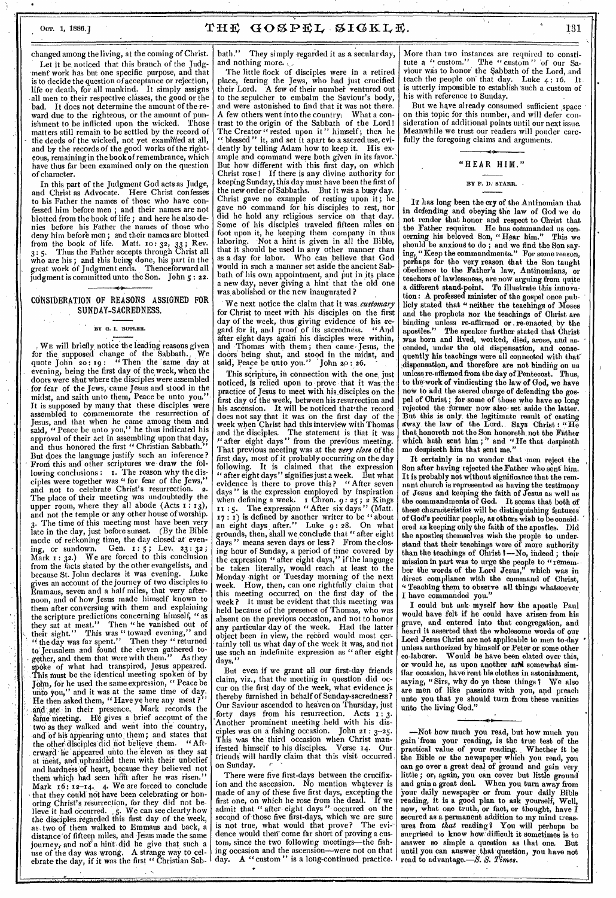changed among the living, at the coming of Christ.

Let it be noticed that this branch of the Judgment work has but one specific purpose, and that is to decide the question of acceptance or rejection, life or death, for all mankind. It simply assigns all men to their respective classes, the good or the bad. It does not determine the amount of the reward due to the righteous, or the amount of punishment to be inflicted upon the wicked. Those matters still remain to be settled by the record of the deeds of the wicked, not yet examined at all, and by the records of the good works of the righteous, remaining in the book of remembrance, which have thus far been examined only on the question of character.

In this part of the Judgment God acts as Judge, and Christ as Advocate. Here Christ confesses to his Father the names of those who have confessed him before men; and their names are not blotted from the book of life; and here he also denies before his Father the names of those who deny him before men; and their names are blotted from the book of life. Matt. 10: 32, 33; Rev. 3: 5. Thus the Father accepts through Christ all who are his; and this being done, his part in the great work of Judgment ends. Thenceforward all judgment is committed unto the Son. John 5: 22.

## CONSIDERATION OF REASONS ASSIGNED FOR SUNDAY-SACREDNESS.

BY G. I. BUTLER.

WE will briefly notice the leading reasons given for the supposed change of the Sabbath. We quote John 20: 19: "Then the same day at evening, being the first day of the week, when the doors were shut where the disciples were assembled for fear of the Jews, came Jesus and stood in the midst, and saith unto them, Peace be unto you." It is supposed by many that these disciples were assembled to commemorate the resurrection of Jesus, and that when he came among them and said, "Peace be unto you," he thus indicated his approval of their act in assembling upon that day, and thus honored the first "Christian Sabbath." But does the language justify such an inference? From this and other scriptures we draw the following conclusions: 1. The reason why the disciples were together was "for fear of the Jews," and not to celebrate Christ's resurrection. 2. The place of their meeting was undoubtedly the upper room, where they all abode (Acts 1: 13), and not the temple or any other house of worship. 3. The time of this meeting must have been very late in the day, just before sunset. (By the Bible mode of reckoning time, the day closed at evening, or sundown. Gen. 1: 5; Lev. 23: 32; Mark 1: 32.) We are forced to this conclusion from the facts stated by the other evangelists, and because St. John declares it was evening. Luke gives an account of the journey of two disciples to Emmaus, seven and a half miles, that very afternoon, and of how Jesus made himself known to them after conversing with them and explaining the scripture predictions concerning himself, "as they sat at meat." Then "he vanished out of their sight." This was "toward evening," and "the day was far spent." Then they "returned to Jerusalem and found the eleven gathered together, and them that were with them." As they spoke of what had transpired, Jesus appeared. This must be the identical meeting spoken of by John, for he used the same expression, "Peace be unto you," and it was at the same time of day. He then asked them, "Have ye here any meat?" and ate in their presence. Mark records the same meeting. He gives a brief account of the two as they walked and went into the country, and of his appearing unto them; and states that the other disciples did not believe them. "Afterward he appeared unto the eleven as they sat at meat, and upbraided them with their unbelief and hardness of heart, because they believed not them which had seen him after he was risen." Mark 16: 12–14. 4. We are forced to conclude that they could not have been celebrating or honoring Christ's resurrection, for they did not believe it had occurred. 5. We can see clearly how the disciples regarded this first day of the week, as two of them walked to Emmaus and back, a distance of fifteen miles, and Jesus made the same journey, and not a hint did he give that such a use of the day was wrong. A strange way to celebrate the day, if it was the first "Christian Sabbath." They simply regarded it as a secular day, and nothing more.

The little flock of disciples were in a retired place, fearing the Jews, who had just crucified their Lord. A few of their number ventured out to the sepulcher to embalm the Saviour's body, and were astonished to find that it was not there. A few others went into the country. What a contrast to the origin of the Sabbath of the Lord! The Creator "rested upon it" himself; then he "blessed" it, and set it apart to a sacred use, evidently by telling Adam how to keep it. His example and command were both given in its favor. But how different with this first day, on which Christ rose! If there is any divine authority for keeping Sunday, this day must have been the first of the new order of Sabbaths. But it was a busy day. Christ gave no example of resting upon it; he gave no command for his disciples to rest, nor did he hold any religious service on that day. Some of his disciples traveled fifteen miles on foot upon it, he keeping them company in thus laboring. Not a hint is given in all the Bible, that it should be used in any other manner than as a day for labor. Who can believe that God would in such a manner set aside the ancient Sabbath of his own appointment, and put in its place a new day, never giving a hint that the old one was abolished or the new inaugurated?

We next notice the claim that it was *customary* for Christ to meet with his disciples on the first day of the week, thus giving evidence of his regard for it, and proof of its sacredness. "And after eight days again his disciples were within, and Thomas with them; then came Jesus, the doors being shut, and stood in the midst, and said, Peace be unto you." John 20: 26.

This scripture, in connection with the one just noticed, is relied upon to prove that it was the practice of Jesus to meet with his disciples on the first day of the week, between his resurrection and his ascension. It will be noticed that the record does not say that it was on the first day of the week when Christ had this interview with Thomas and the disciples. The statement is that it was "after eight days" from the previous meeting. That previous meeting was at the *very close* of the first day, most of it probably occurring on the day following. It is claimed that the expression "after eight days" signifies just a week. But what evidence is there to prove this? "After seven days" is the expression employed by inspiration when defining a week. 1 Chron. 9: 25; 2 Kings 11: 5. The expression "After six days" (Matt. 17: 1) is defined by another writer to be "about an eight days after." Luke 9: 28. On what grounds, then, shall we conclude that "after eight days" means seven days or less? From the closing hour of Sunday, a period of time covered by the expression "after eight days," if the language be taken literally, would reach at least to the Monday night or Tuesday morning of the next week. How, then, can one rightfully claim that this meeting occurred on the first day of the week? It must be evident that this meeting was held because of the presence of Thomas, who was absent on the previous occasion, and not to honor any particular day of the week. Had the latter object been in view, the record would most certainly tell us what day of the week it was, and not use such an indefinite expression as "after eight days."

But even if we grant all our first-day friends claim, viz., that the meeting in question did occur on the first day of the week, what evidence is thereby furnished in behalf of Sunday-sacredness? Our Saviour ascended to heaven on Thursday, just forty days from his resurrection. Acts 1: 3. Another prominent meeting held with his disciples was on a fishing occasion. John 21: 3–25. This was the third occasion when Christ manifested himself to his disciples. Verse 14. Our friends will hardly claim that this visit occurred on Sunday.

There were five first-days between the crucifixion and the ascension. No mention whatever is made of any of these five first days, excepting the first one, on which he rose from the dead. If we admit that "after eight days" occurred on the second of those five first-days, which we are sure is not true, what would that prove? The evidence would then come far short of proving a custom, since the two following meetings—the fishing occasion and the ascension—were not on that day. A "custom" is a long-continued practice. More than two instances are required to constitute a "custom." The "custom" of our Saviour was to honor the Sabbath of the Lord, and teach the people on that day. Luke 4: 16. It is utterly impossible to establish such a custom of his with reference to Sunday.

But we have already consumed sufficient space on this topic for this number, and will defer consideration of additional points until our next issue. Meanwhile we trust our readers will ponder carefully the foregoing claims and arguments.

## "HEAR HIM."

BY F. D. STARR.

IT has long been the cry of the Antinomian that in defending and obeying the law of God we do not render that honor and respect to Christ that the Father requires. He has commanded us concerning his beloved Son, "Hear him." This we should be anxious to do; and we find the Son saying, "Keep the commandments." For some reason, perhaps for the very reason that the Son taught obedience to the Father's law, Antinomians, or teachers of lawlessness, are now arguing from quite a different stand-point. To illustrate this innovation: A professed minister of the gospel once publicly stated that "neither the teachings of Moses and the prophets nor the teachings of Christ are binding unless re-affirmed or re-enacted by the apostles." The speaker further stated that Christ was born and lived, worked, died, arose, and ascended, under the old dispensation, and consequently his teachings were all connected with that dispensation, and therefore are not binding on us unless re-affirmed from the day of Pentecost. Thus, to the work of vindicating the law of God, we have now to add the sacred charge of defending the gospel of Christ; for some of those who have so long rejected the former now also set aside the latter. But this is only the legitimate result of casting away the law of the Lord. Says Christ: "He that honoreth not the Son honoreth not the Father which hath sent him;" and "He that despiseth me despiseth him that sent me."

It certainly is no wonder that men reject the Son after having rejected the Father who sent him. It is probably not without significance that the remnant church is represented as having the testimony of Jesus and keeping the faith of Jesus as well as the commandments of God. It seems that both of these characteristics will be distinguishing features of God's peculiar people, as others wish to be considered as keeping only the faith of the apostles. Did the apostles themselves wish the people to understand that their teachings were of more authority than the teachings of Christ?—No, indeed; their mission in part was to urge the people to "remember the words of the Lord Jesus," which was in direct compliance with the command of Christ, "Teaching them to observe all things whatsoever I have commanded you."

I could but ask myself how the apostle Paul would have felt if he could have arisen from his grave, and entered into that congregation, and heard it asserted that the wholesome words of our Lord Jesus Christ are not applicable to men to-day unless authorized by himself or Peter or some other co-laborer. Would he have been elated over this, or would he, as upon another and somewhat similar occasion, have rent his clothes in astonishment, saying, "Sirs, why do ye these things? We also are men of like passions with you, and preach unto you that ye should turn from these vanities unto the living God."

—Not how much you read, but how much you gain from your reading, is the true test of the practical value of your reading. Whether it be the Bible or the newspaper which you read, you can go over a great deal of ground and gain very little; or, again, you can cover but little ground and gain a great deal. When you turn away from your daily newspaper or from your daily Bible reading, it is a good plan to ask yourself, Well, now, what one truth, or fact, or thought, have I secured as a permanent addition to my mind treasures from *that* reading? You will perhaps be surprised to know how difficult it sometimes is to answer so simple a question as that one. But until you can answer that question, you have not read to advantage.—*S. S. Times.*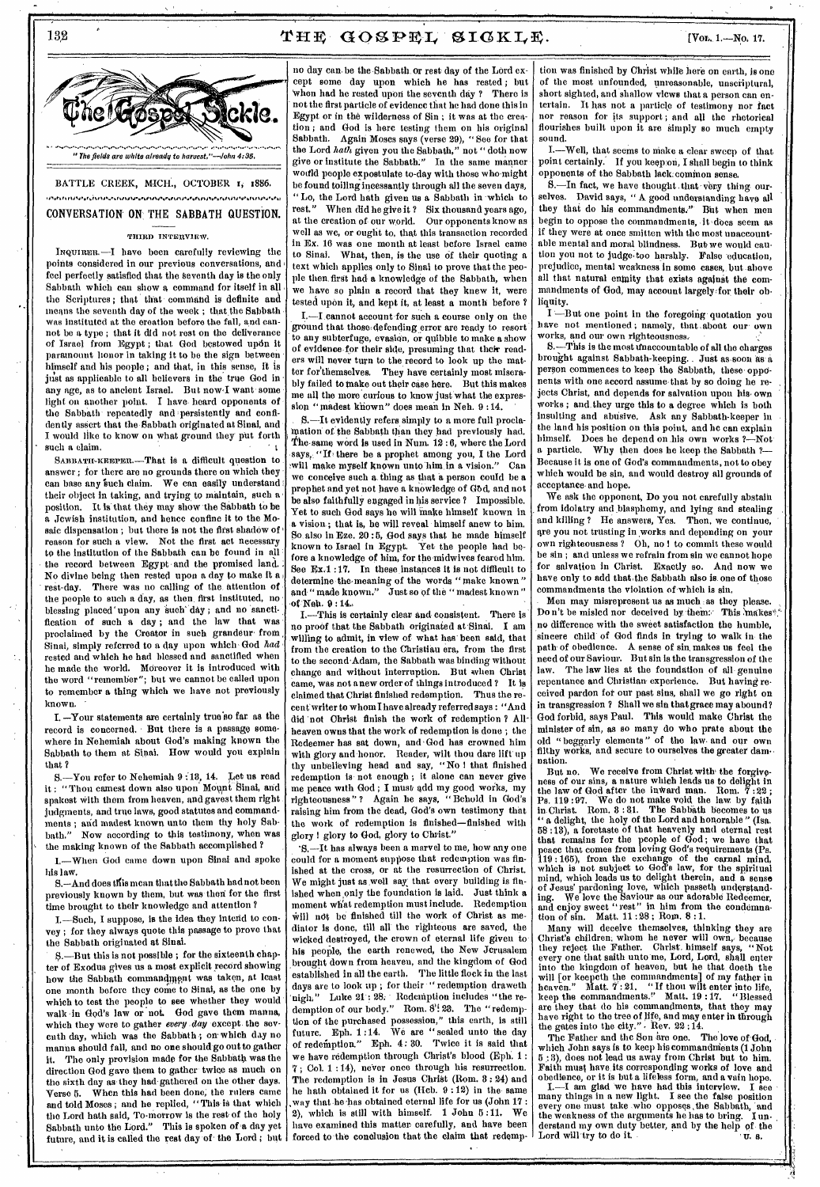*"The fields are white already to harvest."—John 4:35.*

BATTLE CREEK, MICH., OCTOBER 1, 1886.

## CONVERSATION ON THE SABBATH QUESTION.

### THIRD INTERVIEW.

INQUIRER.—I have been carefully reviewing the points considered in our previous conversations, and feel perfectly satisfied that the seventh day is the only Sabbath which can show a command for itself in all the Scriptures; that that command is definite and means the seventh day of the week; that the Sabbath was instituted at the creation before the fall, and cannot be a type; that it did not rest on the deliverance of Israel from Egypt; that God bestowed upon it paramount honor in taking it to be the sign between himself and his people; and that, in this sense, it is just as applicable to all believers in the true God in any age, as to ancient Israel. But now I want some light on another point. I have heard opponents of the Sabbath repeatedly and persistently and confidently assert that the Sabbath originated at Sinai, and I would like to know on what ground they put forth such a claim.

SABBATH-KEEPER.—That is a difficult question to answer; for there are no grounds there on which they can base any such claim. We can easily understand their object in taking, and trying to maintain, such a position. It is that they may show the Sabbath to be a Jewish institution, and hence confine it to the Mosaic dispensation; but there is not the first shadow of reason for such a view. Not the first act necessary to the institution of the Sabbath can be found in all the record between Egypt and the promised land. No divine being then rested upon a day to make it a rest-day. There was no calling of the attention of the people to such a day, as then first instituted, no blessing placed upon any such day; and no sanctification of such a day; and the law that was proclaimed by the Creator in such grandeur from Sinai, simply referred to a day upon which God *had* rested and which he had blessed and sanctified when he made the world. Moreover it is introduced with the word "remember"; but we cannot be called upon to remember a thing which we have not previously known.

I.—Your statements are certainly true so far as the record is concerned. But there is a passage somewhere in Nehemiah about God's making known the Sabbath to them at Sinai. How would you explain that?

S.—You refer to Nehemiah 9:13, 14. Let us read it: "Thou camest down also upon Mount Sinai, and spakest with them from heaven, and gavest them right judgments, and true laws, good statutes and commandments; and madest known unto them thy holy Sabbath." Now according to this testimony, when was the making known of the Sabbath accomplished?

I.—When God came down upon Sinai and spoke his law.

S.—And does this mean that the Sabbath had not been previously known by them, but was then for the first time brought to their knowledge and attention?

I.—Such, I suppose, is the idea they intend to convey; for they always quote this passage to prove that the Sabbath originated at Sinai.

S.—But this is not possible; for the sixteenth chapter of Exodus gives us a most explicit record showing how the Sabbath commandment was taken, at least one month before they come to Sinai, as the one by which to test the people to see whether they would walk in God's law or not. God gave them manna, which they were to gather *every day* except the seventh day, which was the Sabbath; on which day no manna should fall, and no one should go out to gather it. The only provision made for the Sabbath was the direction God gave them to gather twice as much on the sixth day as they had gathered on the other days. Verse 5. When this had been done, the rulers came and told Moses; and he replied, "This is that which the Lord hath said, To-morrow is the rest of the holy Sabbath unto the Lord." This is spoken of a day yet future, and it is called the rest day of the Lord; but no day can be the Sabbath or rest day of the Lord except some day upon which he has rested; but when had he rested upon the seventh day? There is not the first particle of evidence that he had done this in Egypt or in the wilderness of Sin; it was at the creation; and God is here testing them on his original Sabbath. Again Moses says (verse 29), "See for that the Lord *hath* given you the Sabbath," not "doth now give or institute the Sabbath." In the same manner would people expostulate to-day with those who might be found toiling incessantly through all the seven days, "Lo, the Lord hath given us a Sabbath in which to rest." When did he give it? Six thousand years ago, at the creation of our world. Our opponents know as well as we, or ought to, that this transaction recorded in Ex. 16 was one month at least before Israel came to Sinai. What, then, is the use of their quoting a text which applies only to Sinai to prove that the people then first had a knowledge of the Sabbath, when we have so plain a record that they knew it, were tested upon it, and kept it, at least a month before?

I.—I cannot account for such a course only on the ground that those defending error are ready to resort to any subterfuge, evasion, or quibble to make a show of evidence for their side, presuming that their readers will never turn to the record to look up the matter for themselves. They have certainly most miserably failed to make out their case here. But this makes me all the more curious to know just what the expression "madest known" does mean in Neh. 9:14.

S.—It evidently refers simply to a more full proclamation of the Sabbath than they had previously had. The same word is used in Num. 12:6, where the Lord says, "If there be a prophet among you, I the Lord will make myself known unto him in a vision." Can we conceive such a thing as that a person could be a prophet and yet not have a knowledge of God, and not be also faithfully engaged in his service? Impossible. Yet to such God says he will make himself known in a vision; that is, he will reveal himself anew to him. So also in Eze. 20:5, God says that he made himself known to Israel in Egypt. Yet the people had before a knowledge of him, for the midwives feared him. See Ex. 1:17. In these instances it is not difficult to determine the meaning of the words "make known" and "made known." Just so of the "madest known" of Neh. 9:14.

I.—This is certainly clear and consistent. There is no proof that the Sabbath originated at Sinai. I am willing to admit, in view of what has been said, that from the creation to the Christian era, from the first to the second Adam, the Sabbath was binding without change and without interruption. But when Christ came, was not a new order of things introduced? It is claimed that Christ finished redemption. Thus the recent writer to whom I have already referred says: "And did not Christ finish the work of redemption? All-heaven owns that the work of redemption is done; the Redeemer has sat down, and God has crowned him with glory and honor. Reader, wilt thou dare lift up thy unbelieving head and say, "No! that finished redemption is not enough; it alone can never give me peace with God; I must add my good works, my righteousness"? Again he says, "Behold in God's raising him from the dead, God's own testimony that the work of redemption is finished—finished with glory! glory to God, glory to Christ."

S.—It has always been a marvel to me, how any one could for a moment suppose that redemption was finished at the cross, or at the resurrection of Christ. We might just as well say that every building is finished when only the foundation is laid. Just think a moment what redemption must include. Redemption will not be finished till the work of Christ as mediator is done, till all the righteous are saved, the wicked destroyed, the crown of eternal life given to his people, the earth renewed, the New Jerusalem brought down from heaven, and the kingdom of God established in all the earth. The little flock in the last days are to look up; for their "redemption draweth nigh." Luke 21:28. Redemption includes "the redemption of our body." Rom. 8:23. The "redemption of the purchased possession," this earth, is still future. Eph. 1:14. We are "sealed unto the day of redemption." Eph. 4:30. Twice it is said that we have redemption through Christ's blood (Eph. 1:7; Col. 1:14), never once through his resurrection. The redemption is in Jesus Christ (Rom. 3:24) and he hath obtained it for us (Heb. 9:12) in the same way that he has obtained eternal life for us (John 17:2), which is still with himself. 1 John 5:11. We have examined this matter carefully, and have been forced to the conclusion that the claim that redemption was finished by Christ while here on earth, is one of the most unfounded, unreasonable, unscriptural, short sighted, and shallow views that a person can entertain. It has not a particle of testimony nor fact nor reason for its support; and all the rhetorical flourishes built upon it are simply so much empty sound.

I.—Well, that seems to make a clear sweep of that point certainly. If you keep on, I shall begin to think opponents of the Sabbath lack common sense.

S.—In fact, we have thought that very thing ourselves. David says, "A good understanding have all they that do his commandments." But when men begin to oppose the commandments, it does seem as if they were at once smitten with the most unaccountable mental and moral blindness. But we would caution you not to judge too harshly. False education, prejudice, mental weakness in some cases, but above all that natural enmity that exists against the commandments of God, may account largely for their obliquity.

I.—But one point in the foregoing quotation you have not mentioned; namely, that about our own works, and our own righteousness.

S.—This is the most unaccountable of all the charges brought against Sabbath-keeping. Just as soon as a person commences to keep the Sabbath, these opponents with one accord assume that by so doing he rejects Christ, and depends for salvation upon his own works; and they urge this to a degree which is both insulting and abusive. Ask any Sabbath-keeper in the land his position on this point, and he can explain himself. Does he depend on his own works?—Not a particle. Why then does he keep the Sabbath?—Because it is one of God's commandments, not to obey which would be sin, and would destroy all grounds of acceptance and hope.

We ask the opponent, Do you not carefully abstain from idolatry and blasphemy, and lying and stealing and killing? He answers, Yes. Then, we continue, are you not trusting in works and depending on your own righteousness? Oh, no! to commit these would be sin; and unless we refrain from sin we cannot hope for salvation in Christ. Exactly so. And now we have only to add that the Sabbath also is one of those commandments the violation of which is sin.

Men may misrepresent us as much as they please. Don't be misled nor deceived by them. This makes no difference with the sweet satisfaction the humble, sincere child of God finds in trying to walk in the path of obedience. A sense of sin makes us feel the need of our Saviour. But sin is the transgression of the law. The law lies at the foundation of all genuine repentance and Christian experience. But having received pardon for our past sins, shall we go right on in transgression? Shall we sin that grace may abound? God forbid, says Paul. This would make Christ the minister of sin, as so many do who prate about the old "beggarly elements" of the law and our own filthy works, and secure to ourselves the greater damnation.

But no. We receive from Christ with the forgiveness of our sins, a nature which leads us to delight in the law of God after the inward man. Rom. 7:22; Ps. 119:97. We do not make void the law by faith in Christ. Rom. 3:31. The Sabbath becomes to us "a delight, the holy of the Lord and honorable" (Isa. 58:13), a foretaste of that heavenly and eternal rest that remains for the people of God; we have that peace that comes from loving God's requirements (Ps. 119:165), from the exchange of the carnal mind, which is not subject to God's law, for the spiritual mind, which leads us to delight therein, and a sense of Jesus' pardoning love, which passeth understanding. We love the Saviour as our adorable Redeemer, and enjoy sweet "rest" in him from the condemnation of sin. Matt. 11:28; Rom. 8:1.

Many will deceive themselves, thinking they are Christ's children, whom he never will own, because they reject the Father. Christ himself says, "Not every one that saith unto me, Lord, Lord, shall enter into the kingdom of heaven, but he that doeth the will [or keepeth the commandments] of my father in heaven." Matt. 7:21. "If thou wilt enter into life, keep the commandments." Matt. 19:17. "Blessed are they that do his commandments, that they may have right to the tree of life, and may enter in through the gates into the city." Rev. 22:14.

The Father and the Son are one. The love of God, which John says is to keep his commandments (1 John 5:3), does not lead us away from Christ but to him. Faith must have its corresponding works of love and obedience, or it is but a lifeless form, and a vain hope.

I.—I am glad we have had this interview. I see many things in a new light. I see the false position every one must take who opposes the Sabbath, and the weakness of the arguments he has to bring. I understand my own duty better, and by the help of the Lord will try to do it.

U. S.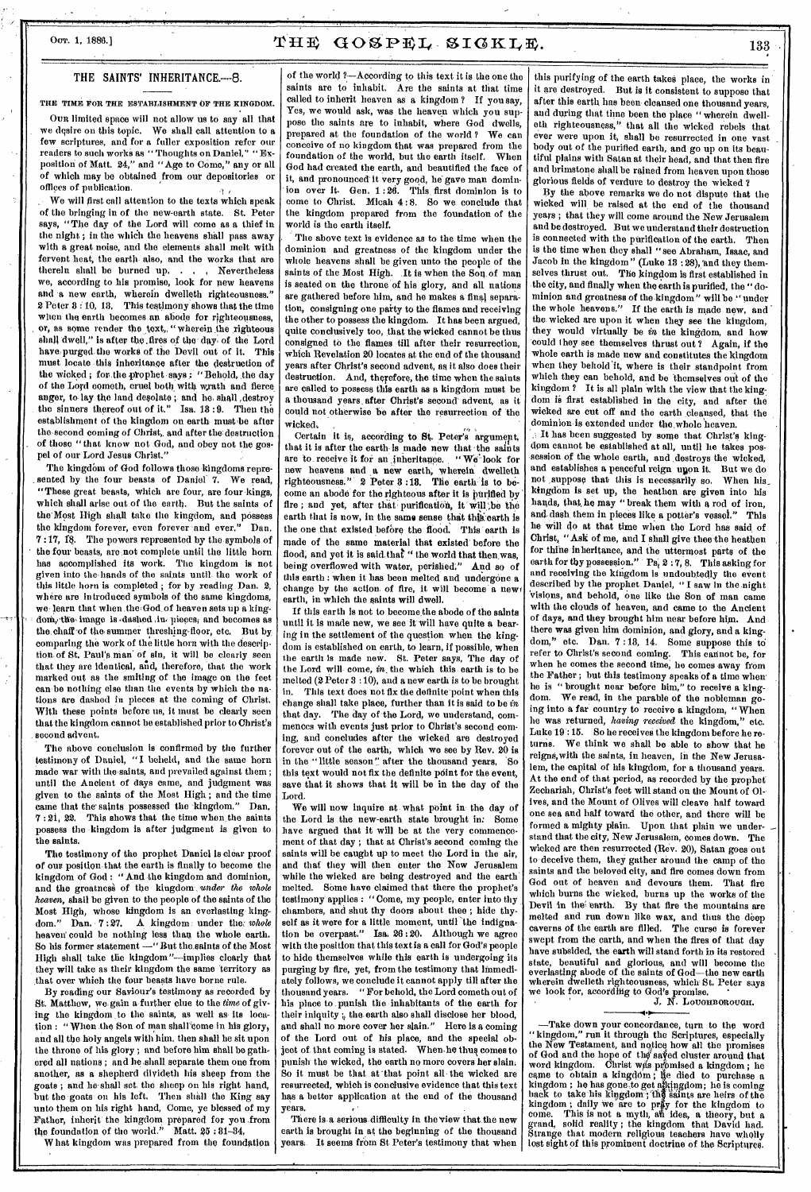## THE SAINTS' INHERITANCE.—8.

### THE TIME FOR THE ESTABLISHMENT OF THE KINGDOM.

Our limited space will not allow us to say all that we desire on this topic. We shall call attention to a few scriptures, and for a fuller exposition refer our readers to such works as "Thoughts on Daniel," "Exposition of Matt. 24," and "Age to Come," any or all of which may be obtained from our depositories or offices of publication.

We will first call attention to the texts which speak of the bringing in of the new-earth state. St. Peter says, "The day of the Lord will come as a thief in the night; in the which the heavens shall pass away with a great noise, and the elements shall melt with fervent heat, the earth also, and the works that are therein shall be burned up. . . . Nevertheless we, according to his promise, look for new heavens and a new earth, wherein dwelleth righteousness." 2 Peter 3: 10, 13. This testimony shows that the time when the earth becomes an abode for righteousness, or, as some render the text, "wherein the righteous shall dwell," is after the fires of the day of the Lord have purged the works of the Devil out of it. This must locate this inheritance after the destruction of the wicked; for the prophet says: "Behold, the day of the Lord cometh, cruel both with wrath and fierce anger, to lay the land desolate; and he shall destroy the sinners thereof out of it." Isa. 13: 9. Then the establishment of the kingdom on earth must be after the second coming of Christ, and after the destruction of those "that know not God, and obey not the gospel of our Lord Jesus Christ."

The kingdom of God follows those kingdoms represented by the four beasts of Daniel 7. We read, "These great beasts, which are four, are four kings, which shall arise out of the earth. But the saints of the Most High shall take the kingdom, and possess the kingdom forever, even forever and ever." Dan. 7: 17, 18. The powers represented by the symbols of the four beasts, are not complete until the little horn has accomplished its work. The kingdom is not given into the hands of the saints until the work of this little horn is completed; for by reading Dan. 2, where are introduced symbols of the same kingdoms, we learn that when the God of heaven sets up a kingdom, the image is dashed in pieces, and becomes as the chaff of the summer threshing-floor, etc. But by comparing the work of the little horn with the description of St. Paul's man of sin, it will be clearly seen that they are identical, and, therefore, that the work marked out as the smiting of the image on the feet can be nothing else than the events by which the nations are dashed in pieces at the coming of Christ. With these points before us, it must be clearly seen that the kingdom cannot be established prior to Christ's second advent.

The above conclusion is confirmed by the further testimony of Daniel, "I beheld, and the same horn made war with the saints, and prevailed against them; until the Ancient of days came, and judgment was given to the saints of the Most High; and the time came that the saints possessed the kingdom." Dan. 7: 21, 22. This shows that the time when the saints possess the kingdom is after judgment is given to the saints.

The testimony of the prophet Daniel is clear proof of our position that the earth is finally to become the kingdom of God: "And the kingdom and dominion, and the greatness of the kingdom *under the whole heaven*, shall be given to the people of the saints of the Most High, whose kingdom is an everlasting kingdom." Dan. 7: 27. A kingdom under the *whole* heaven could be nothing less than the whole earth. So his former statement —"But the saints of the Most High shall take the kingdom"—implies clearly that they will take as their kingdom the same territory as that over which the four beasts have borne rule.

By reading our Saviour's testimony as recorded by St. Matthew, we gain a further clue to the *time* of giving the kingdom to the saints, as well as its location: "When the Son of man shall come in his glory, and all the holy angels with him, then shall he sit upon the throne of his glory; and before him shall be gathered all nations; and he shall separate them one from another, as a shepherd divideth his sheep from the goats; and he shall set the sheep on his right hand, but the goats on his left. Then shall the King say unto them on his right hand, Come, ye blessed of my Father, inherit the kingdom prepared for you from the foundation of the world." Matt. 25: 31-34.

What kingdom was prepared from the foundation of the world?—According to this text it is the one the saints are to inhabit. Are the saints at that time called to inherit heaven as a kingdom? If you say, Yes, we would ask, was the heaven which you suppose the saints are to inhabit, where God dwells, prepared at the foundation of the world? We can conceive of no kingdom that was prepared from the foundation of the world, but the earth itself. When God had created the earth, and beautified the face of it, and pronounced it very good, he gave man dominion over it. Gen. 1: 26. This first dominion is to come to Christ. Micah 4: 8. So we conclude that the kingdom prepared from the foundation of the world is the earth itself.

The above text is evidence as to the time when the dominion and greatness of the kingdom under the whole heavens shall be given unto the people of the saints of the Most High. It is when the Son of man is seated on the throne of his glory, and all nations are gathered before him, and he makes a final separation, consigning one party to the flames and receiving the other to possess the kingdom. It has been argued, quite conclusively too, that the wicked cannot be thus consigned to the flames till after their resurrection, which Revelation 20 locates at the end of the thousand years after Christ's second advent, as it also does their destruction. And, therefore, the time when the saints are called to possess this earth as a kingdom must be a thousand years after Christ's second advent, as it could not otherwise be after the resurrection of the wicked.

Certain it is, according to St. Peter's argument, that it is after the earth is made new that the saints are to receive it for an inheritance. "We look for new heavens and a new earth, wherein dwelleth righteousness." 2 Peter 3: 13. The earth is to become an abode for the righteous after it is purified by fire; and yet, after that purification, it will be the earth that is now, in the same sense that this earth is the one that existed before the flood. This earth is made of the same material that existed before the flood, and yet it is said that "the world that then was, being overflowed with water, perished." And so of this earth: when it has been melted and undergone a change by the action of fire, it will become a new earth, in which the saints will dwell.

If this earth is not to become the abode of the saints until it is made new, we see it will have quite a bearing in the settlement of the question when the kingdom is established on earth, to learn, if possible, when the earth is made new. St. Peter says, The day of the Lord will come, *in* the which this earth is to be melted (2 Peter 3: 10), and a new earth is to be brought in. This text does not fix the definite point when this change shall take place, further than it is said to be *in* that day. The day of the Lord, we understand, commences with events just prior to Christ's second coming, and concludes after the wicked are destroyed forever out of the earth, which we see by Rev. 20 is in the "little season" after the thousand years. So this text would not fix the definite point for the event, save that it shows that it will be in the day of the Lord.

We will now inquire at what point in the day of the Lord is the new-earth state brought in: Some have argued that it will be at the very commencement of that day; that at Christ's second coming the saints will be caught up to meet the Lord in the air, and that they will then enter the New Jerusalem while the wicked are being destroyed and the earth melted. Some have claimed that there the prophet's testimony applies: "Come, my people, enter into thy chambers, and shut thy doors about thee; hide thyself as it were for a little moment, until the indignation be overpast." Isa. 26: 20. Although we agree with the position that this text is a call for God's people to hide themselves while this earth is undergoing its purging by fire, yet, from the testimony that immediately follows, we conclude it cannot apply till after the thousand years. "For behold, the Lord cometh out of his place to punish the inhabitants of the earth for their iniquity; the earth also shall disclose her blood, and shall no more cover her slain." Here is a coming of the Lord out of his place, and the special object of that coming is stated. When he thus comes to punish the wicked, the earth no more covers her slain. So it must be that at that point all the wicked are resurrected, which is conclusive evidence that this text has a better application at the end of the thousand years.

There is a serious difficulty in the view that the new earth is brought in at the beginning of the thousand years. It seems from St Peter's testimony that when this purifying of the earth takes place, the works in it are destroyed. But is it consistent to suppose that after this earth has been cleansed one thousand years, and during that time been the place "wherein dwelleth righteousness," that all the wicked rebels that ever were upon it, shall be resurrected in one vast body out of the purified earth, and go up on its beautiful plains with Satan at their head, and that then fire and brimstone shall be rained from heaven upon those glorious fields of verdure to destroy the wicked?

By the above remarks we do not dispute that the wicked will be raised at the end of the thousand years; that they will come around the New Jerusalem and be destroyed. But we understand their destruction is connected with the purification of the earth. Then is the time when they shall "see Abraham, Isaac, and Jacob in the kingdom" (Luke 13: 28), and they themselves thrust out. The kingdom is first established in the city, and finally when the earth is purified, the "dominion and greatness of the kingdom" will be "under the whole heavens." If the earth is made new, and the wicked are upon it when they see the kingdom, they would virtually be *in* the kingdom, and how could they see themselves thrust out? Again, if the whole earth is made new and constitutes the kingdom when they behold it, where is their standpoint from which they can behold, and be themselves out of the kingdom? It is all plain with the view that the kingdom is first established in the city, and after the wicked are cut off and the earth cleansed, that the dominion is extended under the whole heaven.

It has been suggested by some that Christ's kingdom cannot be established at all, until he takes possession of the whole earth, and destroys the wicked, and establishes a peaceful reign upon it. But we do not suppose that this is necessarily so. When his kingdom is set up, the heathen are given into his hands, that he may "break them with a rod of iron, and dash them in pieces like a potter's vessel." This he will do at that time when the Lord has said of Christ, "Ask of me, and I shall give thee the heathen for thine inheritance, and the uttermost parts of the earth for thy possession." Ps. 2: 7, 8. This asking for and receiving the kingdom is undoubtedly the event described by the prophet Daniel, "I saw in the night visions, and behold, one like the Son of man came with the clouds of heaven, and came to the Ancient of days, and they brought him near before him. And there was given him dominion, and glory, and a kingdom," etc. Dan. 7: 13, 14. Some suppose this to refer to Christ's second coming. This cannot be, for when he comes the second time, he comes away from the Father; but this testimony speaks of a time when he is "brought near before him," to receive a kingdom. We read, in the parable of the nobleman going into a far country to receive a kingdom, "When he was returned, *having received* the kingdom," etc. Luke 19: 15. So he receives the kingdom before he returns. We think we shall be able to show that he reigns, with the saints, in heaven, in the New Jerusalem, the capital of his kingdom, for a thousand years. At the end of that period, as recorded by the prophet Zechariah, Christ's feet will stand on the Mount of Olives, and the Mount of Olives will cleave half toward one sea and half toward the other, and there will be formed a mighty plain. Upon that plain we understand that the city, New Jerusalem, comes down. The wicked are then resurrected (Rev. 20), Satan goes out to deceive them, they gather around the camp of the saints and the beloved city, and fire comes down from God out of heaven and devours them. That fire which burns the wicked, burns up the works of the Devil in the earth. By that fire the mountains are melted and run down like wax, and thus the deep caverns of the earth are filled. The curse is forever swept from the earth, and when the fires of that day have subsided, the earth will stand forth in its restored state, beautiful and glorious, and will become the everlasting abode of the saints of God—the new earth wherein dwelleth righteousness, which St. Peter says we look for, according to God's promise.

J. N. Loughborough.

---

—Take down your concordance, turn to the word "kingdom," run it through the Scriptures, especially the New Testament, and notice how all the promises of God and the hope of the saved cluster around that word kingdom. Christ was promised a kingdom; he came to obtain a kingdom; he died to purchase a kingdom; he has gone to get a kingdom; he is coming back to take his kingdom; the saints are heirs of the kingdom; daily we are to pray for the kingdom to come. This is not a myth, an idea, a theory, but a grand, solid reality; the kingdom that David had. Strange that modern religious teachers have wholly lost sight of this prominent doctrine of the Scriptures.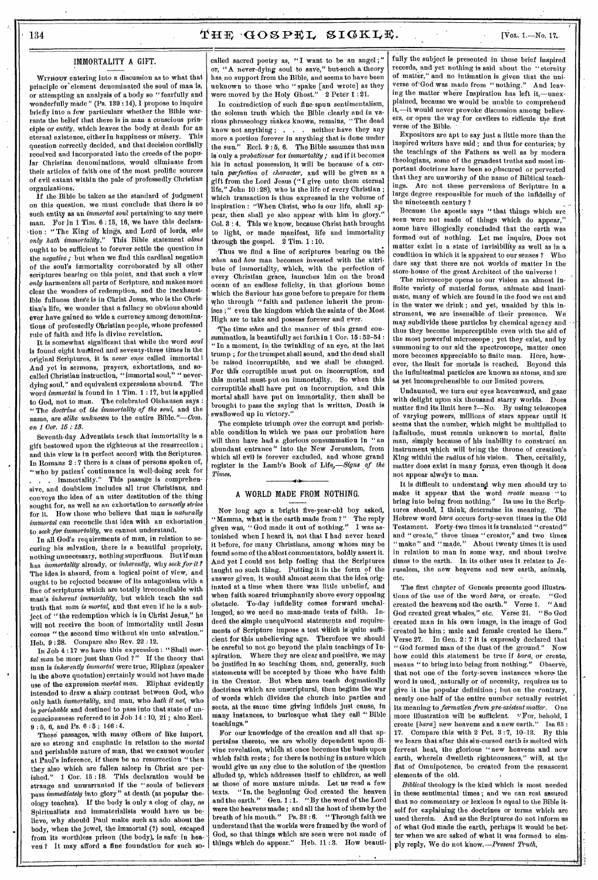## IMMORTALITY A GIFT.

Without entering into a discussion as to what that principle or element denominated the soul of man is, or attempting an analysis of a body so "fearfully and wonderfully made" (Ps. 139 : 14), I propose to inquire briefly into a few particulars whether the Bible warrants the belief that there is in man a conscious principle or *entity*, which leaves the body at death for an eternal existence, either in happiness or misery. This question correctly decided, and that decision cordially received and incorporated into the creeds of the popular Christian denominations, would eliminate from their articles of faith one of the most prolific sources of evil extant within the pale of professedly Christian organizations.

If the Bible be taken as the standard of judgment on this question, we must conclude that there is no such entity as an *immortal soul* pertaining to any mere man. For in 1 Tim. 6 : 15, 16, we have this declaration: "The King of kings, and Lord of lords, *who only hath immortality*." This Bible statement *alone* ought to be sufficient to forever settle the question in the *negative*; but when we find this cardinal negation of the soul's immortality corroborated by all other scriptures bearing on this point, and that such a view *only* harmonizes all parts of Scripture, and makes more clear the wonders of redemption, and the inexhaustible fullness there is in Christ Jesus, who is the Christian's life, we wonder that a fallacy so obvious should ever have gained so wide a currency among denominations of professedly Christian people, whose professed rule of faith and life is divine revelation.

It is somewhat significant that while the word *soul* is found eight hundred and seventy-three times in the original Scriptures, it is *never once* called immortal! And yet in sermons, prayers, exhortations, and so-called Christian instruction, "immortal soul," "never-dying soul," and equivalent expressions abound. The word *immortal* is found in 1 Tim. 1 : 17, but is applied to God, not to man. The celebrated Olshausen says: "The *doctrine* of *the immortality of the soul*, and the name, are *alike unknown* to the entire Bible."—*Com. on 1 Cor. 15 : 13.*

Seventh-day Adventists teach that immortality is a gift bestowed upon the righteous at the resurrection; and this view is in perfect accord with the Scriptures. In Romans 2 : 7 there is a class of persons spoken of, "who by patient continuance in well-doing seek for . . . immortality." This passage is comprehensive, and doubtless includes all true Christians, and conveys the idea of an utter destitution of the thing sought for, as well as an exhortation to *earnestly strive* for it. How those who believe that man is *naturally immortal* can reconcile that idea with an exhortation *to seek for immortality*, we cannot understand.

In all God's requirements of man, in relation to securing his salvation, there is a beautiful propriety, nothing unnecessary, nothing superfluous. But if man has *immortality* already, or *inherently*, why *seek for it?* The idea is absurd, from a logical point of view, and ought to be rejected because of its antagonism with a line of scriptures which are totally irreconcilable with man's *inherent immortality*, but which teach the sad truth that *man is mortal*, and that even if he is a subject of "the redemption which is in Christ Jesus," he will not receive the boon of immortality until Jesus comes "the second time without sin unto salvation." Heb. 9 : 28. Compare also Rev. 22 : 12.

In Job 4 : 17 we have this expression: "Shall *mortal man* be more just than God?" If the theory that man is *inherently immortal* were true, Eliphaz (speaker in the above quotation) certainly would not have made use of the expression *mortal man*. Eliphaz evidently intended to draw a sharp contrast between God, who only hath *immortality*, and man, who *hath it not*, who is *perishable* and destined to pass into that state of unconsciousness referred to in Job 14 : 10, 21; also Eccl. 9 : 5, 6, and Ps. 6 : 5; 146 : 4.

These passages, with many others of like import, are so strong and emphatic in relation to the *mortal* and perishable nature of man, that we cannot wonder at Paul's inference, if there be no resurrection "then they also which are fallen asleep in Christ are perished." 1 Cor. 15 : 18. This declaration would be strange and unwarranted if the "souls of believers pass *immediately* into glory" at death (as popular theology teaches). If the body is only a clog of clay, as Spiritualists and immaterialists would have us believe, why should Paul make such an ado about the body, when the jewel, the immortal (?) soul, escaped from its worthless prison (the body), is safe in heaven? It may afford a fine foundation for such so-called sacred poetry as, "I want to be an angel;" or, "A never-dying soul to save," but such a theory has no support from the Bible, and seems to have been unknown to those who "spake [and wrote] as they were moved by the Holy Ghost." 2 Peter 1 : 21.

In contradiction of such fine-spun sentimentalism, the solemn truth which the Bible clearly and in various phraseology makes known, remains, "The dead know not anything; . . . neither have they any more a portion forever in anything that is done under the sun." Eccl. 9 : 5, 6. The Bible assumes that man is only a *probationer* for *immortality*; and if it becomes his in actual possession, it will be because of a certain *perfection* of *character*, and will be given as a gift from the Lord Jesus ("I give unto them eternal life," John 10 : 28), who is the life of every Christian; which transaction is thus expressed in the volume of inspiration: "When Christ, who is our life, shall appear, then shall ye also appear with him in glory." Col. 3 : 4. This we know, because Christ hath brought to light, or made manifest, life and immortality through the gospel. 2 Tim. 1 : 10.

Thus we find a line of scriptures bearing on the *when* and *how* man becomes invested with the attribute of immortality, which, with the perfection of every Christian grace, launches him on the broad ocean of an endless felicity, in that glorious home which the Saviour has gone before to prepare for them who through "faith and patience inherit the promises;" even the kingdom which the saints of the Most High are to take and possess forever and ever.

The time *when* and the manner of this grand consummation, is beautifully set forth in 1 Cor. 15 : 52-54: "In a moment, in the twinkling of an eye, at the last trump; for the trumpet shall sound, and the dead shall be raised incorruptible, and we shall be changed. For this corruptible must put on incorruption, and this mortal must put on immortality. So when this corruptible shall have put on incorruption, and this mortal shall have put on immortality, then shall be brought to pass the saying that is written, Death is swallowed up in victory."

The complete triumph over the corrupt and perishable condition in which we pass our probation here will then have had a glorious consummation in "an abundant entrance" into the New Jerusalem, from which all evil is forever excluded, and whose grand register is the Lamb's Book of Life.—*Signs of the Times.*

## A WORLD MADE FROM NOTHING.

Not long ago a bright five-year-old boy asked, "Mamma, what is the earth made from?" The reply given was, "God made it out of nothing." I was astonished when I heard it, not that I had never heard it before, for many Christians, among whom may be found some of the ablest commentators, boldly assert it. And yet I could not help feeling that the Scriptures taught no such thing. Putting it in the form of the answer given, it would almost seem that the idea originated at a time when there was little unbelief, and when faith soared triumphantly above every opposing obstacle. To-day infidelity comes forward unchallenged, so we need no man-made tests of faith. Indeed the simple unequivocal statements and requirements of Scripture impose a test which is quite sufficient for this unbelieving age. Therefore we should be careful to not go beyond the plain teachings of Inspiration. Where they are clear and positive, we may be justified in so teaching them, and, generally, such statements will be accepted by those who have faith in the Creator. But when men teach dogmatically doctrines which are unscriptural, then begins the war of words which divides the church into parties and sects, at the same time giving infidels just cause, in many instances, to burlesque what they call "Bible teachings."

For our knowledge of the creation and all that appertains thereto, we are wholly dependent upon divine revelation, which at once becomes the basis upon which faith rests; for there is nothing in nature which would give us any clue to the solution of the question alluded to, which addresses itself to children, as well as those of more mature minds. Let us read a few texts. "In the beginning God created the heaven and the earth." Gen. 1 : 1. "By the word of the Lord were the heavens made; and all the host of them by the breath of his mouth." Ps. 33 : 6. "Through faith we understand that the worlds were framed by the word of God, so that things which are seen were not made of things which do appear." Heb. 11 : 3. How beautifully the subject is presented in these brief inspired records, and yet nothing is said about the "eternity of matter," and no intimation is given that the universe of God was made from "nothing." And leaving the matter where Inspiration has left it,—unexplained, because we would be unable to comprehend it,—it would never provoke discussion among believers, or open the way for cavilers to ridicule the first verse of the Bible.

Expositors are apt to say just a little more than the inspired writers have said; and thus for centuries, by the teachings of the Fathers as well as by modern theologians, some of the grandest truths and most important doctrines have been so obscured or perverted that they are unworthy of the name of Biblical teachings. Are not these perversions of Scripture in a large degree responsible for much of the infidelity of the nineteenth century?

Because the apostle says "that things which are seen were not made of things which do appear," some have illogically concluded that the earth was formed out of nothing. Let me inquire, Does not matter exist in a state of invisibility as well as in a condition in which it is apparent to our senses? Who dare say that there are not worlds of matter in the store-house of the great Architect of the universe!

The microscope opens to our vision an almost infinite variety of material forms, animate and inanimate, many of which are found in the food we eat and in the water we drink; and yet, unaided by this instrument, we are insensible of their presence. We may subdivide these particles by chemical agency and thus they become imperceptible even with the aid of the most powerful microscope; yet they exist, and by summoning to our aid the spectroscope, matter once more becomes appreciable to finite man. Here, however, the limit for mortals is reached. Beyond this the infinitesimal particles are known as atoms, and are as yet incomprehensible to our limited powers.

Undaunted, we turn our eyes heavenward, and gaze with delight upon six thousand starry worlds. Does matter find its limit here?—No. By using telescopes of varying powers, millions of stars appear until it seems that the number, which might be multiplied to infinitude, must remain unknown to mortal, finite man, simply because of his inability to construct an instrument which will bring the throne of creation's King within the radius of his vision. Then, certainly, matter does exist in many forms, even though it does not appear always to man.

It is difficult to understand why men should try to make it appear that the word *create* means "to bring into being from nothing." Its use in the Scriptures should, I think, determine its meaning. The Hebrew word *bara* occurs forty-seven times in the Old Testament. Forty-two times it is translated "created" and "create," three times "creator," and two times "make" and "made." About twenty times it is used in relation to man in some way, and about twelve times to the earth. In its other uses it relates to Jerusalem, the new heavens and new earth, animals, etc.

The first chapter of Genesis presents good illustrations of the use of the word *bara*, or create. "God created the heavens and the earth." Verse 1. "And God created great whales," etc. Verse 21. "So God created man in his own image, in the image of God created he him; male and female created he them." Verse 27. In Gen. 2 : 7 it is expressly declared that "God formed man of the dust of the ground." Now how could this statement be true if *bara*, or create, means "to bring into being from nothing." Observe, that not one of the forty-seven instances where the word is used, naturally or of necessity, requires us to give it the popular definition; but on the contrary, nearly one-half of the entire number actually restrict its meaning to *formation from pre-existent matter*. One more illustration will be sufficient. "For, behold, I create [*bara*] new heavens and a new earth." Isa 65 : 17. Compare this with 2 Pet. 3 : 7, 10-13. By this we learn that after this sin-cursed earth is melted with fervent heat, the glorious "new heavens and new earth, wherein dwelleth righteousness," will, at the fiat of Omnipotence, be created from the renascent elements of the old.

*Biblical* theology is the kind which is most needed in these sentimental times; and we can rest assured that no commentary or lexicon is equal to the Bible itself for explaining the doctrines or terms which are used therein. And as the Scriptures do not inform us of what God made the earth, perhaps it would be better when we are asked of what it was formed to simply reply, We do not know.—*Present Truth.*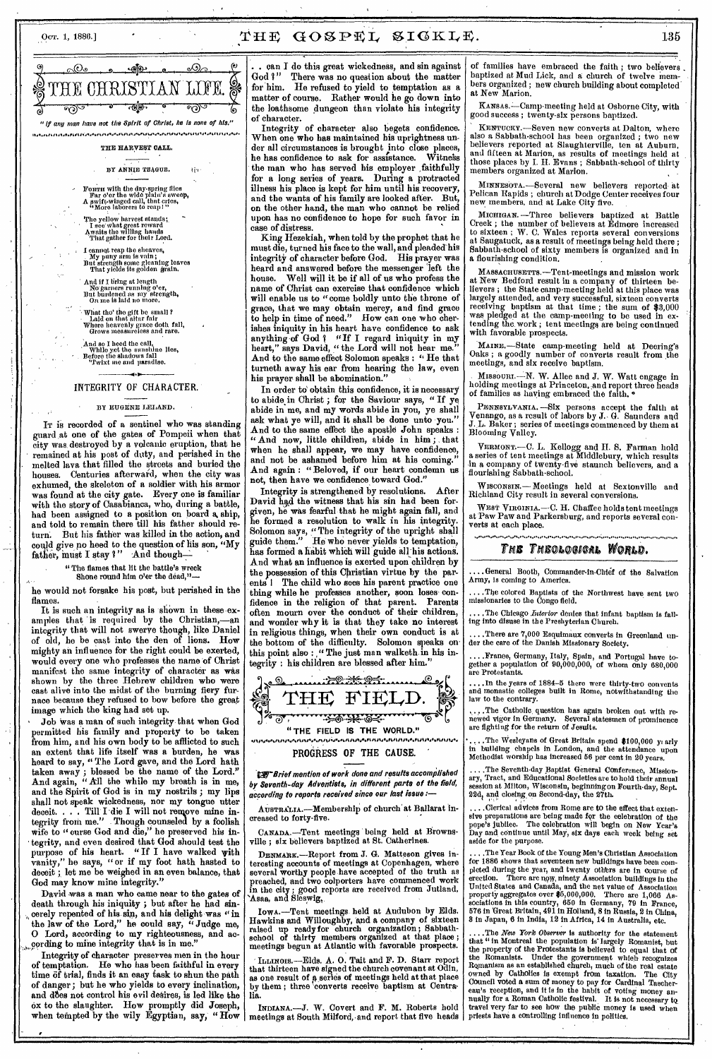# THE CHRISTIAN LIFE.

*"If any man have not the Spirit of Christ, he is none of his."*

## THE HARVEST CALL.

BY ANNIE TEAGUE.

FORTH with the day-spring flies
 Far o'er the wide plain's sweep,
A swift-winged call, that cries,
 "More laborers to reap!"

The yellow harvest stands;
 I see what great reward
Awaits the willing hands
 That gather for their Lord.

I cannot reap the sheaves,
 My puny arm is vain;
But strength some gleaning leaves
 That yields its golden grain.

And if I bring at length
 No garners running o'er,
But burdened as my strength,
 On me is laid no more.

What tho' the gift be small?
 Laid on that altar fair
Where heavenly grace doth fall,
 Grows measureless and rare.

And so I heed the call,
 While yet the sunshine lies,
Before the shadows fall
 'Twixt me and paradise.

## INTEGRITY OF CHARACTER.

BY EUGENE LELAND.

IT is recorded of a sentinel who was standing guard at one of the gates of Pompeii when that city was destroyed by a volcanic eruption, that he remained at his post of duty, and perished in the melted lava that filled the streets and buried the houses. Centuries afterward, when the city was exhumed, the skeleton of a soldier with his armor was found at the city gate. Every one is familiar with the story of Casabianca, who, during a battle, had been assigned to a position on board a ship, and told to remain there till his father should return. But his father was killed in the action, and could give no heed to the question of his son, "My father, must I stay?" And though—

"The flames that lit the battle's wreck
 Shone round him o'er the dead,"—

he would not forsake his post, but perished in the flames.

It is such an integrity as is shown in these examples that is required by the Christian,—an integrity that will not swerve though, like Daniel of old, he be cast into the den of lions. How mighty an influence for the right could be exerted, would every one who professes the name of Christ manifest the same integrity of character as was shown by the three Hebrew children who were cast alive into the midst of the burning fiery furnace because they refused to bow before the great image which the king had set up.

Job was a man of such integrity that when God permitted his family and property to be taken from him, and his own body to be afflicted to such an extent that life itself was a burden, he was heard to say, "The Lord gave, and the Lord hath taken away; blessed be the name of the Lord." And again, "All the while my breath is in me, and the Spirit of God is in my nostrils; my lips shall not speak wickedness, nor my tongue utter deceit. . . . Till I die I will not remove mine integrity from me." Though counseled by a foolish wife to "curse God and die," he preserved his integrity, and even desired that God should test the purpose of his heart. "If I have walked with vanity," he says, "or if my foot hath hasted to deceit; let me be weighed in an even balance, that God may know mine integrity."

David was a man who came near to the gates of death through his iniquity; but after he had sincerely repented of his sin, and his delight was "in the law of the Lord," he could say, "Judge me, O Lord, according to my righteousness, and according to mine integrity that is in me."

Integrity of character preserves men in the hour of temptation. He who has been faithful in every time of trial, finds it an easy task to shun the path of danger; but he who yields to every inclination, and does not control his evil desires, is led like the ox to the slaughter. How promptly did Joseph, when tempted by the wily Egyptian, say, "How . . . can I do this great wickedness, and sin against God?" There was no question about the matter for him. He refused to yield to temptation as a matter of course. Rather would he go down into the loathsome dungeon than violate his integrity of character.

Integrity of character also begets confidence. When one who has maintained his uprightness under all circumstances is brought into close places, he has confidence to ask for assistance. Witness the man who has served his employer faithfully for a long series of years. During a protracted illness his place is kept for him until his recovery, and the wants of his family are looked after. But, on the other hand, the man who cannot be relied upon has no confidence to hope for such favor in case of distress.

King Hezekiah, when told by the prophet that he must die, turned his face to the wall, and pleaded his integrity of character before God. His prayer was heard and answered before the messenger left the house. Well will it be if all of us who profess the name of Christ can exercise that confidence which will enable us to "come boldly unto the throne of grace, that we may obtain mercy, and find grace to help in time of need." How can one who cherishes iniquity in his heart have confidence to ask anything of God? "If I regard iniquity in my heart," says David, "the Lord will not hear me." And to the same effect Solomon speaks: "He that turneth away his ear from hearing the law, even his prayer shall be abomination."

In order to obtain this confidence, it is necessary to abide in Christ; for the Saviour says, "If ye abide in me, and my words abide in you, ye shall ask what ye will, and it shall be done unto you." And to the same effect the apostle John speaks: "And now, little children, abide in him; that when he shall appear, we may have confidence, and not be ashamed before him at his coming." And again: "Beloved, if our heart condemn us not, then have we confidence toward God."

Integrity is strengthened by resolutions. After David had the witness that his sin had been forgiven, he was fearful that he might again fall, and he formed a resolution to walk in his integrity. Solomon says, "The integrity of the upright shall guide them." He who never yields to temptation, has formed a habit which will guide all his actions. And what an influence is exerted upon children by the possession of this Christian virtue by the parents! The child who sees his parent practice one thing while he professes another, soon loses confidence in the religion of that parent. Parents often mourn over the conduct of their children, and wonder why it is that they take no interest in religious things, when their own conduct is at the bottom of the difficulty. Solomon speaks on this point also: "The just man walketh in his integrity: his children are blessed after him."

# THE FIELD.

"THE FIELD IS THE WORLD."

## PROGRESS OF THE CAUSE.

*Brief mention of work done and results accomplished by Seventh-day Adventists, in different parts of the field, according to reports received since our last issue:—*

AUSTRALIA.—Membership of church at Ballarat increased to forty-five.

CANADA.—Tent meetings being held at Brownsville; six believers baptized at St. Catherines.

DENMARK.—Report from J. G. Matteson gives interesting accounts of meetings at Copenhagen, where several worthy people have accepted of the truth as preached, and two colporters have commenced work in the city; good reports are received from Jutland, Asaa, and Sleswig.

IOWA.—Tent meetings held at Audubon by Elds. Hawkins and Willoughby, and a company of sixteen raised up ready for church organization; Sabbath-school of thirty members organized at that place; meetings begun at Atlantic with favorable prospects.

ILLINOIS.—Elds. A. O. Tait and F. D. Starr report that thirteen have signed the church covenant at Odin, as one result of a series of meetings held at that place by them; three converts receive baptism at Centralia.

INDIANA.—J. W. Covert and F. M. Roberts hold meetings at South Milford, and report that five heads of families have embraced the faith; two believers baptized at Mud Lick, and a church of twelve members organized; new church building about completed at New Marion.

KANSAS.—Camp-meeting held at Osborne City, with good success; twenty-six persons baptized.

KENTUCKY.—Seven new converts at Dalton, where also a Sabbath-school has been organized; two new believers reported at Slaughterville, ten at Auburn, and fifteen at Marion, as results of meetings held at those places by I. H. Evans; Sabbath-school of thirty members organized at Marion.

MINNESOTA.—Several new believers reported at Pelican Rapids; church at Dodge Center receives four new members, and at Lake City five.

MICHIGAN.—Three believers baptized at Battle Creek; the number of believers at Edmore increased to sixteen; W. C. Wales reports several conversions at Saugatuck, as a result of meetings being held there; Sabbath-school of sixty members is organized and in a flourishing condition.

MASSACHUSETTS.—Tent-meetings and mission work at New Bedford result in a company of thirteen believers; the State camp-meeting held at this place was largely attended, and very successful, sixteen converts receiving baptism at that time; the sum of $8,000 was pledged at the camp-meeting to be used in extending the work; tent meetings are being continued with favorable prospects.

MAINE.—State camp-meeting held at Deering's Oaks; a goodly number of converts result from the meetings, and six receive baptism.

MISSOURI.—N. W. Allee and J. W. Watt engage in holding meetings at Princeton, and report three heads of families as having embraced the faith.

PENNSYLVANIA.—Six persons accept the faith at Venango, as a result of labors by J. G. Saunders and J. L. Baker; series of meetings commenced by them at Blooming Valley.

VERMONT.—C. L. Kellogg and H. S. Farman hold a series of tent meetings at Middlebury, which results in a company of twenty-five staunch believers, and a flourishing Sabbath-school.

WISCONSIN.—Meetings held at Sextonville and Richland City result in several conversions.

WEST VIRGINIA.—C. H. Chaffee holds tent meetings at Paw Paw and Parkersburg, and reports several converts at each place.

## THE THEOLOGICAL WORLD.

. . . . General Booth, Commander-in-Chief of the Salvation Army, is coming to America.

. . . . The colored Baptists of the Northwest have sent two missionaries to the Congo field.

. . . . The Chicago *Interior* denies that infant baptism is falling into disuse in the Presbyterian Church.

. . . . There are 7,000 Esquimaux converts in Greenland under the care of the Danish Missionary Society.

. . . . France, Germany, Italy, Spain, and Portugal have together a population of 90,000,000, of whom only 680,000 are Protestants.

. . . . In the years of 1884-5 there were thirty-two convents and monastic colleges built in Rome, notwithstanding the law to the contrary.

. . . . The Catholic question has again broken out with renewed vigor in Germany. Several statesmen of prominence are fighting for the return of Jesuits.

. . . . The Wesleyans of Great Britain spend $100,000 yearly in building chapels in London, and the attendance upon Methodist worship has increased 56 per cent in 20 years.

. . . . The Seventh-day Baptist General Conference, Missionary, Tract, and Educational Societies are to hold their annual session at Milton, Wisconsin, beginning on Fourth-day, Sept. 22d, and closing on Second-day, the 27th.

. . . . Clerical advices from Rome are to the effect that extensive preparations are being made for the celebration of the pope's jubilee. The celebration will begin on New Year's Day and continue until May, six days each week being set aside for the purpose.

. . . . The Year Book of the Young Men's Christian Association for 1886 shows that seventeen new buildings have been completed during the year, and twenty others are in course of erection. There are now ninety Association buildings in the United States and Canada, and the net value of Association property aggregates over $5,000,000. There are 1,066 Associations in this country, 650 in Germany, 79 in France, 576 in Great Britain, 491 in Holland, 8 in Russia, 2 in China, 8 in Japan, 6 in India, 12 in Africa, 14 in Australia, etc.

. . . . The *New York Observer* is authority for the statement that "in Montreal the population is largely Romanist, but the property of the Protestants is believed to be equal that of the Romanists. Under the government which recognizes Romanism as an established church, much of the real estate owned by Catholics is exempt from taxation. The City Council voted a sum of money to pay for Cardinal Taschereau's reception, and it is in the habit of voting money annually for a Roman Catholic festival. It is not necessary to travel very far to see how the public money is used when priests have a controlling influence in politics.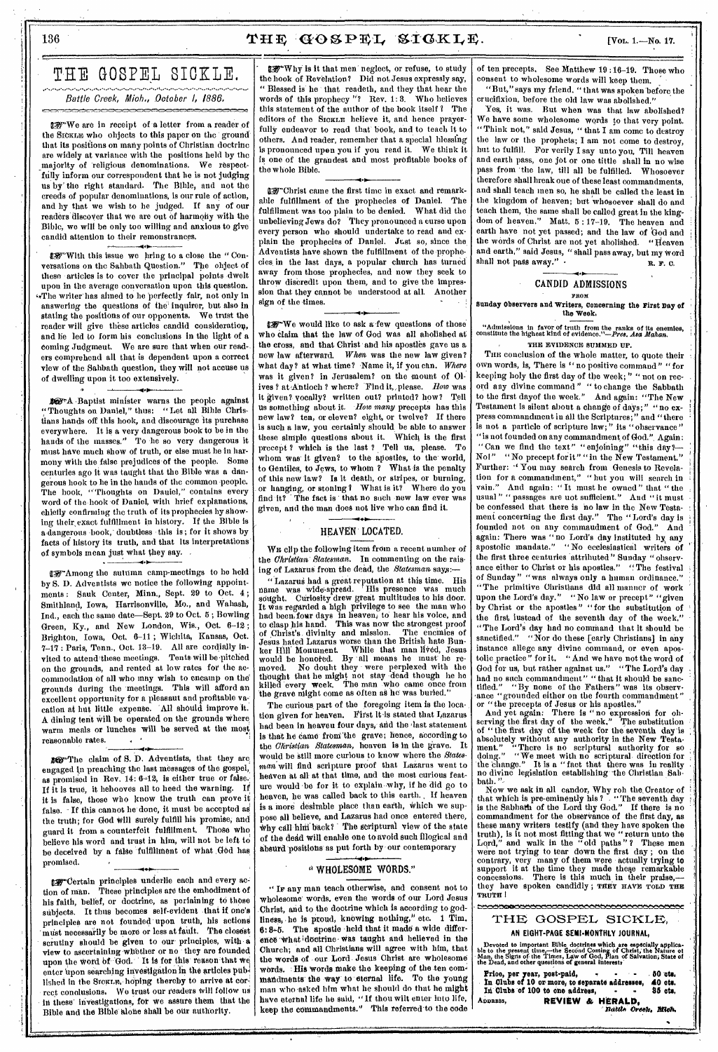# THE GOSPEL SICKLE.

*Battle Creek, Mich., October 1, 1886.*

☞We are in receipt of a letter from a reader of the SICKLE who objects to this paper on the ground that its positions on many points of Christian doctrine are widely at variance with the positions held by the majority of religious denominations. We respectfully inform our correspondent that he is not judging us by the right standard. The Bible, and not the creeds of popular denominations, is our rule of action, and by that we wish to be judged. If any of our readers discover that we are out of harmony with the Bible, we will be only too willing and anxious to give candid attention to their remonstrances.

☞With this issue we bring to a close the "Conversations on the Sabbath Question." The object of these articles is to cover the principal points dwelt upon in the average conversation upon this question. The writer has aimed to be perfectly fair, not only in answering the questions of the inquirer, but also in stating the positions of our opponents. We trust the reader will give these articles candid consideration, and he led to form his conclusions in the light of a coming Judgment. We are sure that when our readers comprehend all that is dependent upon a correct view of the Sabbath question, they will not accuse us of dwelling upon it too extensively.

☞A Baptist minister warns the people against "Thoughts on Daniel," thus: "Let all Bible Christians hands off this book, and discourage its purchase everywhere. It is a very dangerous book to be in the hands of the masses." To be so very dangerous it must have much show of truth, or else must be in harmony with the false prejudices of the people. Some centuries ago it was taught that the Bible was a dangerous book to be in the hands of the common people. The book, "Thoughts on Daniel," contains every word of the book of Daniel, with brief explanations, chiefly confirming the truth of its prophecies by showing their exact fulfillment in history. If the Bible is a dangerous book, doubtless this is; for it shows by facts of history its truth, and that its interpretations of symbols mean just what they say.

☞Among the autumn camp-meetings to be held by S. D. Adventists we notice the following appointments: Sauk Center, Minn., Sept. 29 to Oct. 4; Smithland, Iowa, Harrisonville, Mo., and Wabash, Ind., each the same date—Sept. 29 to Oct. 5; Bowling Green, Ky., and New London, Wis., Oct. 6–12; Brighton, Iowa, Oct. 6–11; Wichita, Kansas, Oct. 7–17; Paris, Tenn., Oct. 13–19. All are cordially invited to attend these meetings. Tents will be pitched on the grounds, and rented at low rates for the accommodation of all who may wish to encamp on the grounds during the meetings. This will afford an excellent opportunity for a pleasant and profitable vacation at but little expense. All should improve it. A dining tent will be operated on the grounds where warm meals or lunches will be served at the most reasonable rates.

☞The claim of S. D. Adventists, that they are engaged in preaching the last messages of the gospel, as promised in Rev. 14: 6–12, is either true or false. If it is true, it behooves all to heed the warning. If it is false, those who know the truth can prove it false. If this cannot be done, it must be accepted as the truth; for God will surely fulfill his promise, and guard it from a counterfeit fulfillment. Those who believe his word and trust in him, will not be left to be deceived by a false fulfillment of what God has promised.

☞Certain principles underlie each and every action of man. These principles are the embodiment of his faith, belief, or doctrine, as pertaining to those subjects. It thus becomes self-evident that if one's principles are not founded upon truth, his actions must necessarily be more or less at fault. The closest scrutiny should be given to our principles, with a view to ascertaining whether or no they are founded upon the word of God. It is for this reason that we enter upon searching investigation in the articles published in the SICKLE, hoping thereby to arrive at correct conclusions. We trust our readers will follow us in these investigations, for we assure them that the Bible and the Bible alone shall be our authority.

☞Why is it that men neglect, or refuse, to study the book of Revelation? Did not Jesus expressly say, "Blessed is he that readeth, and they that hear the words of this prophecy"? Rev. 1: 3. Who believes this statement of the author of the book itself? The editors of the SICKLE believe it, and hence prayerfully endeavor to read that book, and to teach it to others. And reader, remember that a special blessing is pronounced upon you if you read it. We think it is one of the grandest and most profitable books of the whole Bible.

☞Christ came the first time in exact and remarkable fulfillment of the prophecies of Daniel. The fulfillment was too plain to be denied. What did the unbelieving Jews do? They pronounced a curse upon every person who should undertake to read and explain the prophecies of Daniel. Just so, since the Adventists have shown the fulfillment of the prophecies in the last days, a popular church has turned away from those prophecies, and now they seek to throw discredit upon them, and to give the impression that they cannot be understood at all. Another sign of the times.

☞We would like to ask a few questions of those who claim that the law of God was all abolished at the cross, and that Christ and his apostles gave us a new law afterward. *When* was the new law given? what day? at what time? Name it, if you can. *Where* was it given? in Jerusalem? on the mount of Olives? at Antioch? where? Find it, please. *How* was it given? vocally? written out? printed? how? Tell us something about it. *How many* precepts has this new law? ten, or eleven? eight, or twelve? If there is such a law, you certainly should be able to answer these simple questions about it. Which is the first precept? which is the last? Tell us, please. To whom was it given? to the apostles, to the world, to Gentiles, to Jews, to whom? What is the penalty of this new law? Is it death, or stripes, or burning, or hanging, or stoning? What is it? Where do you find it? The fact is that no such new law ever was given, and the man does not live who can find it.

## HEAVEN LOCATED.

WE clip the following item from a recent number of the *Christian Statesman*. In commenting on the raising of Lazarus from the dead, the *Statesman* says:—

"Lazarus had a great reputation at this time. His name was wide-spread. His presence was much sought. Curiosity drew great multitudes to his door. It was regarded a high privilege to see the man who had been four days in heaven, to hear his voice, and to clasp his hand. This was now the strongest proof of Christ's divinity and mission. The enemies of Jesus hated Lazarus worse than the British hate Bunker Hill Monument. While that man lived, Jesus would be honored. By all means he must be removed. No doubt they were perplexed with the thought that he might not stay dead though he be killed every week. The man who came once from the grave might come as often as he was buried."

The curious part of the foregoing item is the location given for heaven. First it is stated that Lazarus had been in heaven four days, and the last statement is that he came from the grave; hence, according to the *Christian Statesman*, heaven is in the grave. It would be still more curious to know where the *Statesman* will find scripture proof that Lazarus went to heaven at all at that time, and the most curious feature would be for it to explain why, if he did go to heaven, he was called back to this earth. If heaven is a more desirable place than earth, which we suppose all believe, and Lazarus had once entered there, why call him back? The scriptural view of the state of the dead will enable one to avoid such illogical and absurd positions as put forth by our contemporary

## "WHOLESOME WORDS."

"IF any man teach otherwise, and consent not to wholesome words, even the words of our Lord Jesus Christ, and to the doctrine which is according to godliness, he is proud, knowing nothing," etc. 1 Tim. 6: 3–5. The apostle held that it made a wide difference what doctrine was taught and believed in the Church; and all Christians will agree with him, that the words of our Lord Jesus Christ are wholesome words. His words make the keeping of the ten commandments the way to eternal life. To the young man who asked him what he should do that he might have eternal life he said, "If thou wilt enter into life, keep the commandments." This referred to the code of ten precepts. See Matthew 19: 16–19. Those who consent to wholesome words will keep them.

"But," says my friend, "that was spoken before the crucifixion, before the old law was abolished."

Yes, it was. But when was that law abolished? We have some wholesome words to that very point. "Think not," said Jesus, "that I am come to destroy the law or the prophets; I am not come to destroy, but to fulfill. For verily I say unto you, Till heaven and earth pass, one jot or one tittle shall in no wise pass from the law, till all be fulfilled. Whosoever therefore shall break one of these least commandments, and shall teach men so, he shall be called the least in the kingdom of heaven; but whosoever shall do and teach them, the same shall be called great in the kingdom of heaven." Matt. 5: 17–19. The heaven and earth have not yet passed; and the law of God and the words of Christ are not yet abolished. "Heaven and earth," said Jesus, "shall pass away, but my word shall not pass away."

R. F. C.

## CANDID ADMISSIONS

FROM

### Sunday Observers and Writers, Concerning the First Day of the Week.

"Admissions in favor of truth from the ranks of its enemies, constitute the highest kind of evidence."—*Pres. Asa Mahan.*

THE EVIDENCE SUMMED UP.

THE conclusion of the whole matter, to quote their own words, is, There is "no positive command" "for keeping holy the first day of the week;" "not on record any divine command" "to change the Sabbath to the first day of the week." And again: "The New Testament is silent about a change of days;" "no express commandment in all the Scriptures;" and "there is not a particle of scripture law;" its "observance" "is not founded on any commandment of God." Again: "Can we find the text" "enjoining" "this day?—No!" "No precept for it" "in the New Testament." Further: "You may search from Genesis to Revelation for a commandment," "but you will search in vain." And again: "It must be owned" that "the usual" "passages are not sufficient." And "it must be confessed that there is no law in the New Testament concerning the first day." The "Lord's day is founded not on any commandment of God." And again: There was "no Lord's day instituted by any apostolic mandate." "No ecclesiastical writers of the first three centuries attributed" Sunday "observance either to Christ or his apostles." "The festival of Sunday" "was always only a human ordinance." "The primitive Christians did all manner of work upon the Lord's day." "No law or precept" "given by Christ or the apostles" "for the substitution of the first instead of the seventh day of the week." "The Lord's day had no command that it should be sanctified." "Nor do these [early Christians] in any instance allege any divine command, or even apostolic practice" for it. "And we have not the word of God for us, but rather against us." "The Lord's day had no such commandment" "that it should be sanctified." "By none of the Fathers" was its observance "grounded either on the fourth commandment" or "the precepts of Jesus or his apostles."

And yet again: There is "no expression for observing the first day of the week." The substitution of "the first day of the week for the seventh day is absolutely without any authority in the New Testament." "There is no scriptural authority for so doing." "We meet with no scriptural direction for the change." It is a "fact that there was in reality no divine legislation establishing the Christian Sabbath."

Now we ask in all candor, Why rob the Creator of that which is pre-eminently his? "The seventh day is the Sabbath of the Lord thy God." If there is no commandment for the observance of the first day, as these many writers testify (and they have spoken the truth), is it not most fitting that we "return unto the Lord," and walk in the "old paths"? These men were not trying to tear down the first day; on the contrary, very many of them were actually trying to support it at the time they made these remarkable concessions. There is this much in their praise,—they have spoken candidly; THEY HAVE TOLD THE TRUTH!

---

# THE GOSPEL SICKLE,

### AN EIGHT-PAGE SEMI-MONTHLY JOURNAL,

Devoted to important Bible doctrines which are especially applicable to the present time,—the Second Coming of Christ, the Nature of Man, the Signs of the Times, Law of God, Plan of Salvation, State of the Dead, and other questions of general interest.

| | |
|---|---|
| Price, per year, post-paid, | 50 cts. |
| In Clubs of 10 or more, to separate addresses, | 40 cts. |
| In Clubs of 100 to one address, | 35 cts. |

ADDRESS, **REVIEW & HERALD,**
*Battle Creek, Mich.*